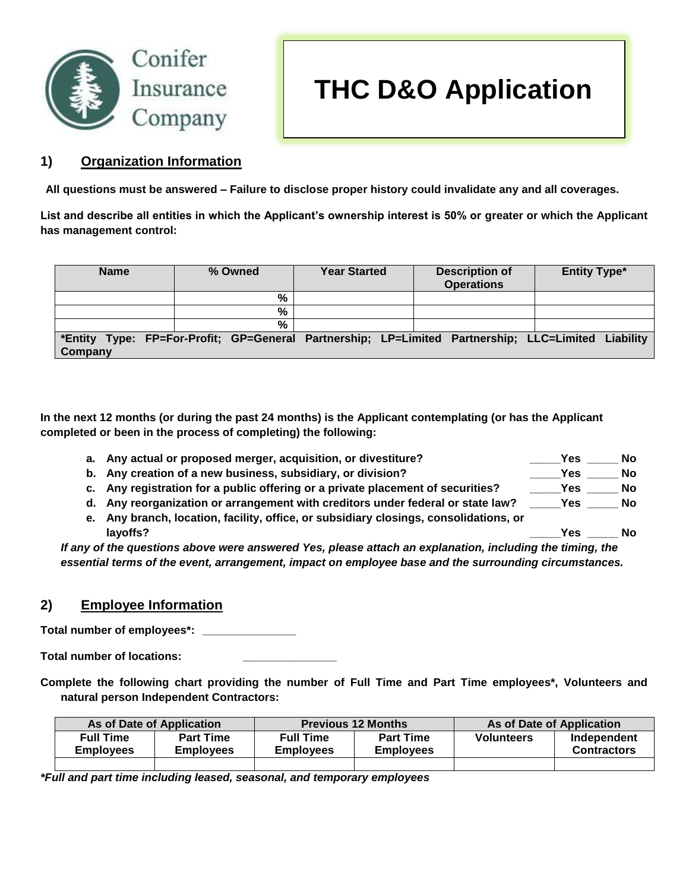Conifer Insurance Company

# THC D&O Application

## 1) Organization Information

**All questions must be answered – Failure to disclose proper history could invalidate any and all coverages.**

**List and describe all entities in which the Applicant's ownership interest is 50% or greater or which the Applicant has management control:**

| Name | % Owned | Year Started | Description of Operations | Entity Type* |
|---|---|---|---|---|
| | % | | | |
| | % | | | |
| | % | | | |
| *Entity Type: FP=For-Profit; GP=General Partnership; LP=Limited Partnership; LLC=Limited Liability Company | | | | |

**In the next 12 months (or during the past 24 months) is the Applicant contemplating (or has the Applicant completed or been in the process of completing) the following:**

a. **Any actual or proposed merger, acquisition, or divestiture?** _____Yes _____ No
b. **Any creation of a new business, subsidiary, or division?** _____Yes _____ No
c. **Any registration for a public offering or a private placement of securities?** _____Yes _____ No
d. **Any reorganization or arrangement with creditors under federal or state law?** _____Yes _____ No
e. **Any branch, location, facility, office, or subsidiary closings, consolidations, or layoffs?** _____Yes _____ No

***If any of the questions above were answered Yes, please attach an explanation, including the timing, the essential terms of the event, arrangement, impact on employee base and the surrounding circumstances.***

## 2) Employee Information

**Total number of employees*:** _______________

**Total number of locations:** _______________

**Complete the following chart providing the number of Full Time and Part Time employees*, Volunteers and natural person Independent Contractors:**

| As of Date of Application | | Previous 12 Months | | As of Date of Application | |
|---|---|---|---|---|---|
| Full Time Employees | Part Time Employees | Full Time Employees | Part Time Employees | Volunteers | Independent Contractors |
| | | | | | |

***Full and part time including leased, seasonal, and temporary employees***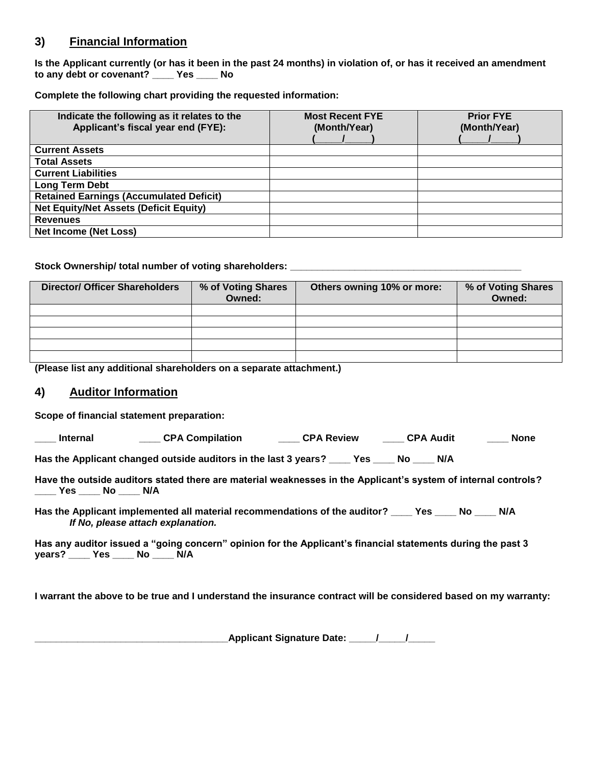## 3) Financial Information

**Is the Applicant currently (or has it been in the past 24 months) in violation of, or has it received an amendment to any debt or covenant? ____ Yes ____ No**

**Complete the following chart providing the requested information:**

| Indicate the following as it relates to the Applicant's fiscal year end (FYE): | Most Recent FYE (Month/Year) (_____/_____) | Prior FYE (Month/Year) (_____/_____) |
|---|---|---|
| **Current Assets** | | |
| **Total Assets** | | |
| **Current Liabilities** | | |
| **Long Term Debt** | | |
| **Retained Earnings (Accumulated Deficit)** | | |
| **Net Equity/Net Assets (Deficit Equity)** | | |
| **Revenues** | | |
| **Net Income (Net Loss)** | | |

**Stock Ownership/ total number of voting shareholders: ____________________________________________**

| Director/ Officer Shareholders | % of Voting Shares Owned: | Others owning 10% or more: | % of Voting Shares Owned: |
|---|---|---|---|
| | | | |
| | | | |
| | | | |
| | | | |
| | | | |

**(Please list any additional shareholders on a separate attachment.)**

## 4) Auditor Information

**Scope of financial statement preparation:**

**____ Internal ____ CPA Compilation ____ CPA Review ____ CPA Audit ____ None**

**Has the Applicant changed outside auditors in the last 3 years? ____ Yes ____ No ____ N/A**

**Have the outside auditors stated there are material weaknesses in the Applicant's system of internal controls? ____ Yes ____ No ____ N/A**

**Has the Applicant implemented all material recommendations of the auditor? ____ Yes ____ No ____ N/A**
***If No, please attach explanation.***

**Has any auditor issued a "going concern" opinion for the Applicant's financial statements during the past 3 years? ____ Yes ____ No ____ N/A**

**I warrant the above to be true and I understand the insurance contract will be considered based on my warranty:**

**___________________________________Applicant Signature Date: _____/_____/_____**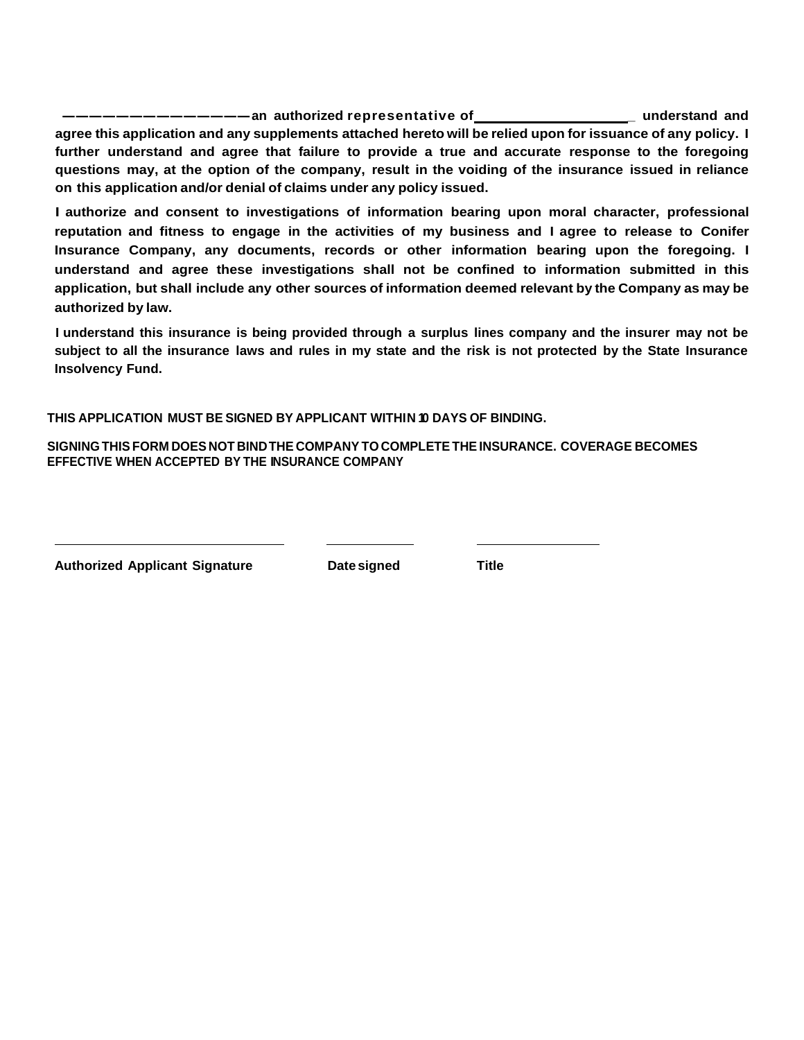**\_\_\_\_\_\_\_\_\_\_\_\_\_\_\_\_ an authorized representative of \_\_\_\_\_\_\_\_\_\_\_\_\_\_\_\_\_\_\_\_ understand and agree this application and any supplements attached hereto will be relied upon for issuance of any policy. I further understand and agree that failure to provide a true and accurate response to the foregoing questions may, at the option of the company, result in the voiding of the insurance issued in reliance on this application and/or denial of claims under any policy issued.**

**I authorize and consent to investigations of information bearing upon moral character, professional reputation and fitness to engage in the activities of my business and I agree to release to Conifer Insurance Company, any documents, records or other information bearing upon the foregoing. I understand and agree these investigations shall not be confined to information submitted in this application, but shall include any other sources of information deemed relevant by the Company as may be authorized by law.**

**I understand this insurance is being provided through a surplus lines company and the insurer may not be subject to all the insurance laws and rules in my state and the risk is not protected by the State Insurance Insolvency Fund.**

**THIS APPLICATION MUST BE SIGNED BY APPLICANT WITHIN 10 DAYS OF BINDING.**

**SIGNING THIS FORM DOES NOT BIND THE COMPANY TO COMPLETE THE INSURANCE. COVERAGE BECOMES EFFECTIVE WHEN ACCEPTED BY THE INSURANCE COMPANY**

| | | |
|---|---|---|
| \_\_\_\_\_\_\_\_\_\_\_\_\_\_\_\_\_\_\_\_\_\_\_\_ | \_\_\_\_\_\_\_\_\_\_ | \_\_\_\_\_\_\_\_\_\_\_\_\_\_ |
| **Authorized Applicant Signature** | **Date signed** | **Title** |